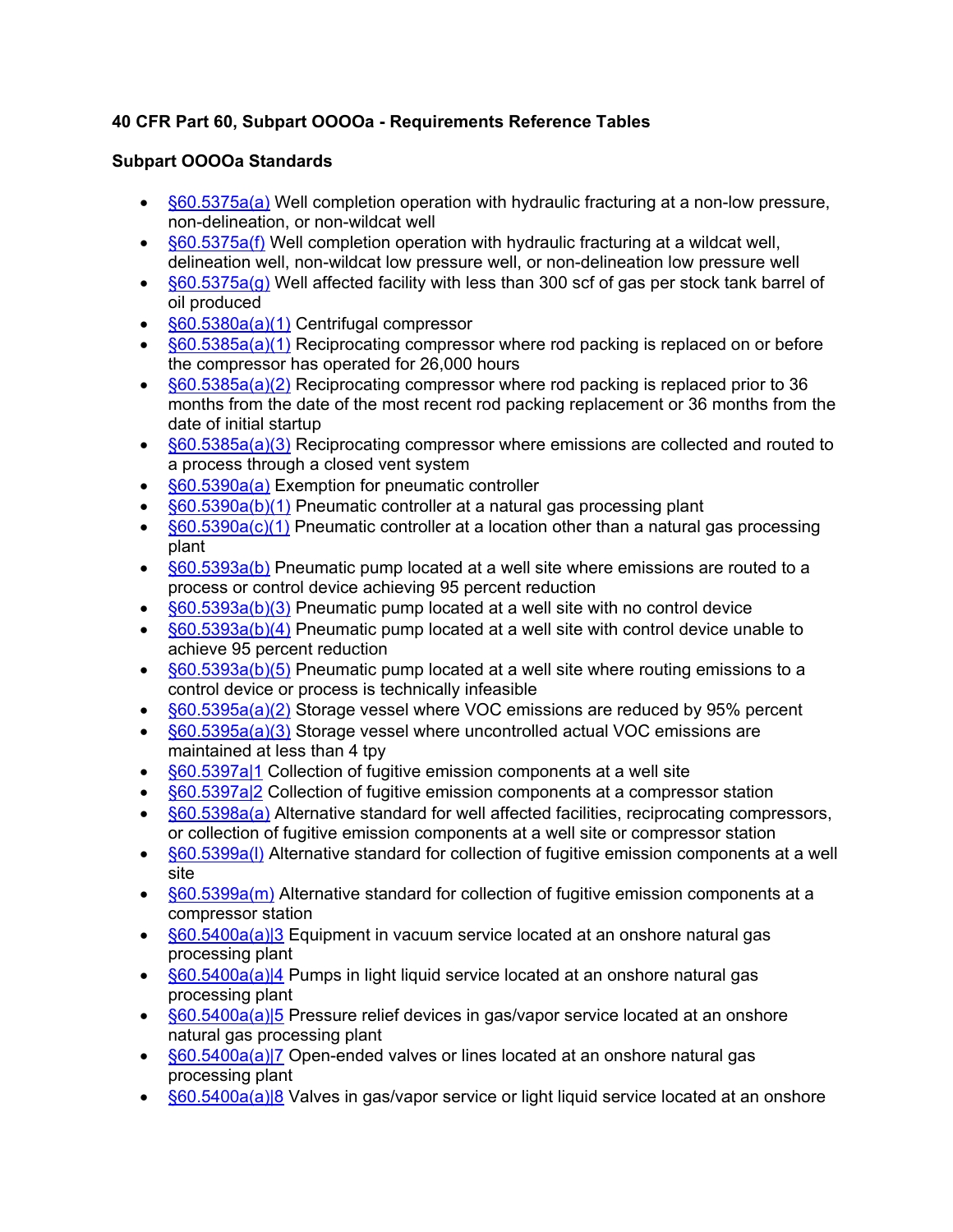**40 CFR Part 60, Subpart OOOOa - Requirements Reference Tables**

**Subpart OOOOa Standards**

- §60.5375a(a) Well completion operation with hydraulic fracturing at a non-low pressure, non-delineation, or non-wildcat well
- §60.5375a(f) Well completion operation with hydraulic fracturing at a wildcat well, delineation well, non-wildcat low pressure well, or non-delineation low pressure well
- §60.5375a(g) Well affected facility with less than 300 scf of gas per stock tank barrel of oil produced
- §60.5380a(a)(1) Centrifugal compressor
- §60.5385a(a)(1) Reciprocating compressor where rod packing is replaced on or before the compressor has operated for 26,000 hours
- §60.5385a(a)(2) Reciprocating compressor where rod packing is replaced prior to 36 months from the date of the most recent rod packing replacement or 36 months from the date of initial startup
- §60.5385a(a)(3) Reciprocating compressor where emissions are collected and routed to a process through a closed vent system
- §60.5390a(a) Exemption for pneumatic controller
- §60.5390a(b)(1) Pneumatic controller at a natural gas processing plant
- §60.5390a(c)(1) Pneumatic controller at a location other than a natural gas processing plant
- §60.5393a(b) Pneumatic pump located at a well site where emissions are routed to a process or control device achieving 95 percent reduction
- §60.5393a(b)(3) Pneumatic pump located at a well site with no control device
- §60.5393a(b)(4) Pneumatic pump located at a well site with control device unable to achieve 95 percent reduction
- §60.5393a(b)(5) Pneumatic pump located at a well site where routing emissions to a control device or process is technically infeasible
- §60.5395a(a)(2) Storage vessel where VOC emissions are reduced by 95% percent
- §60.5395a(a)(3) Storage vessel where uncontrolled actual VOC emissions are maintained at less than 4 tpy
- §60.5397a|1 Collection of fugitive emission components at a well site
- §60.5397a|2 Collection of fugitive emission components at a compressor station
- §60.5398a(a) Alternative standard for well affected facilities, reciprocating compressors, or collection of fugitive emission components at a well site or compressor station
- §60.5399a(l) Alternative standard for collection of fugitive emission components at a well site
- §60.5399a(m) Alternative standard for collection of fugitive emission components at a compressor station
- §60.5400a(a)|3 Equipment in vacuum service located at an onshore natural gas processing plant
- §60.5400a(a)|4 Pumps in light liquid service located at an onshore natural gas processing plant
- §60.5400a(a)|5 Pressure relief devices in gas/vapor service located at an onshore natural gas processing plant
- §60.5400a(a)|7 Open-ended valves or lines located at an onshore natural gas processing plant
- §60.5400a(a)|8 Valves in gas/vapor service or light liquid service located at an onshore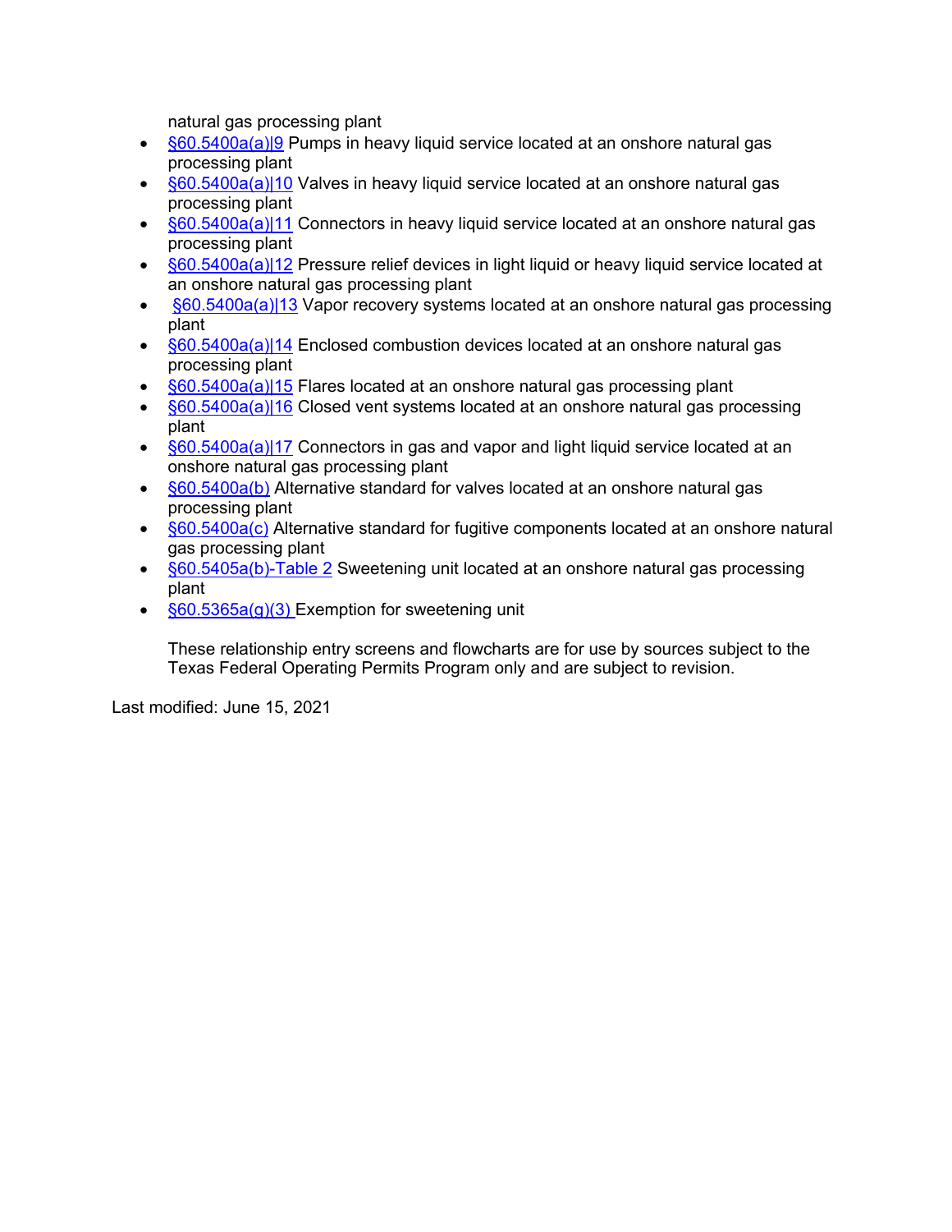natural gas processing plant

- §60.5400a(a)|9 Pumps in heavy liquid service located at an onshore natural gas processing plant
- §60.5400a(a)|10 Valves in heavy liquid service located at an onshore natural gas processing plant
- §60.5400a(a)|11 Connectors in heavy liquid service located at an onshore natural gas processing plant
- §60.5400a(a)|12 Pressure relief devices in light liquid or heavy liquid service located at an onshore natural gas processing plant
- §60.5400a(a)|13 Vapor recovery systems located at an onshore natural gas processing plant
- §60.5400a(a)|14 Enclosed combustion devices located at an onshore natural gas processing plant
- §60.5400a(a)|15 Flares located at an onshore natural gas processing plant
- §60.5400a(a)|16 Closed vent systems located at an onshore natural gas processing plant
- §60.5400a(a)|17 Connectors in gas and vapor and light liquid service located at an onshore natural gas processing plant
- §60.5400a(b) Alternative standard for valves located at an onshore natural gas processing plant
- §60.5400a(c) Alternative standard for fugitive components located at an onshore natural gas processing plant
- §60.5405a(b)-Table 2 Sweetening unit located at an onshore natural gas processing plant
- §60.5365a(g)(3) Exemption for sweetening unit

These relationship entry screens and flowcharts are for use by sources subject to the Texas Federal Operating Permits Program only and are subject to revision.

Last modified: June 15, 2021